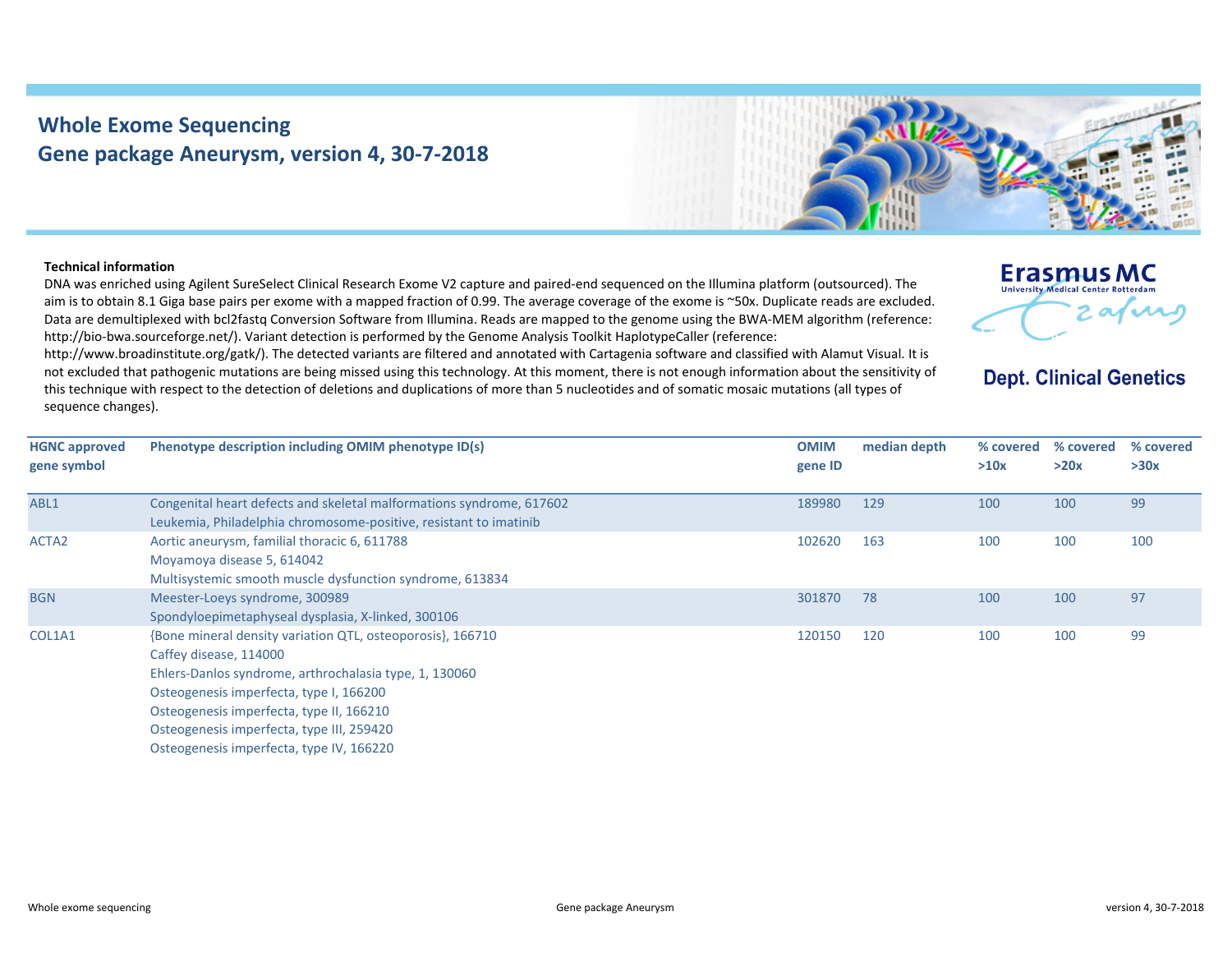# Whole Exome Sequencing
## Gene package Aneurysm, version 4, 30-7-2018

Erasmus MC
University Medical Center Rotterdam

**Dept. Clinical Genetics**

**Technical information**

DNA was enriched using Agilent SureSelect Clinical Research Exome V2 capture and paired-end sequenced on the Illumina platform (outsourced). The aim is to obtain 8.1 Giga base pairs per exome with a mapped fraction of 0.99. The average coverage of the exome is ~50x. Duplicate reads are excluded. Data are demultiplexed with bcl2fastq Conversion Software from Illumina. Reads are mapped to the genome using the BWA-MEM algorithm (reference: http://bio-bwa.sourceforge.net/). Variant detection is performed by the Genome Analysis Toolkit HaplotypeCaller (reference: http://www.broadinstitute.org/gatk/). The detected variants are filtered and annotated with Cartagenia software and classified with Alamut Visual. It is not excluded that pathogenic mutations are being missed using this technology. At this moment, there is not enough information about the sensitivity of this technique with respect to the detection of deletions and duplications of more than 5 nucleotides and of somatic mosaic mutations (all types of sequence changes).

| HGNC approved gene symbol | Phenotype description including OMIM phenotype ID(s) | OMIM gene ID | median depth | % covered >10x | % covered >20x | % covered >30x |
|---|---|---|---|---|---|---|
| ABL1 | Congenital heart defects and skeletal malformations syndrome, 617602<br>Leukemia, Philadelphia chromosome-positive, resistant to imatinib | 189980 | 129 | 100 | 100 | 99 |
| ACTA2 | Aortic aneurysm, familial thoracic 6, 611788<br>Moyamoya disease 5, 614042<br>Multisystemic smooth muscle dysfunction syndrome, 613834 | 102620 | 163 | 100 | 100 | 100 |
| BGN | Meester-Loeys syndrome, 300989<br>Spondyloepimetaphyseal dysplasia, X-linked, 300106 | 301870 | 78 | 100 | 100 | 97 |
| COL1A1 | {Bone mineral density variation QTL, osteoporosis}, 166710<br>Caffey disease, 114000<br>Ehlers-Danlos syndrome, arthrochalasia type, 1, 130060<br>Osteogenesis imperfecta, type I, 166200<br>Osteogenesis imperfecta, type II, 166210<br>Osteogenesis imperfecta, type III, 259420<br>Osteogenesis imperfecta, type IV, 166220 | 120150 | 120 | 100 | 100 | 99 |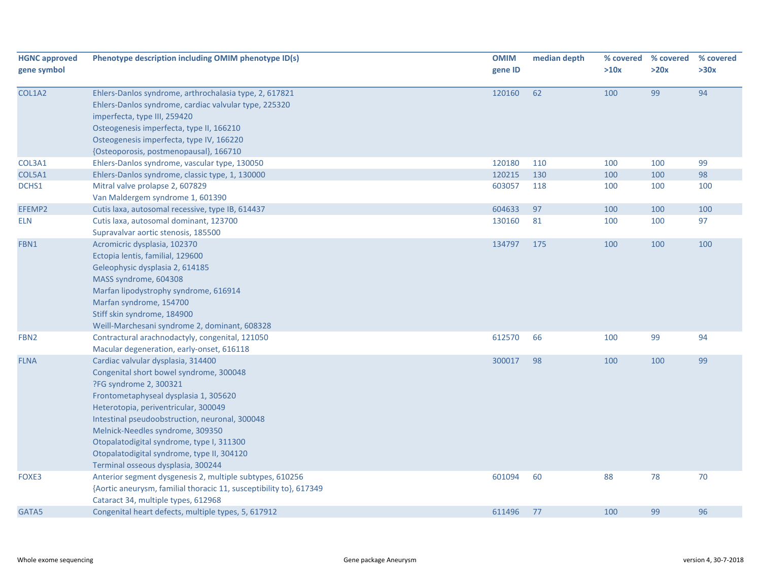| HGNC approved gene symbol | Phenotype description including OMIM phenotype ID(s) | OMIM gene ID | median depth | % covered >10x | % covered >20x | % covered >30x |
|---|---|---|---|---|---|---|
| COL1A2 | Ehlers-Danlos syndrome, arthrochalasia type, 2, 617821<br>Ehlers-Danlos syndrome, cardiac valvular type, 225320<br>imperfecta, type III, 259420<br>Osteogenesis imperfecta, type II, 166210<br>Osteogenesis imperfecta, type IV, 166220<br>{Osteoporosis, postmenopausal}, 166710 | 120160 | 62 | 100 | 99 | 94 |
| COL3A1 | Ehlers-Danlos syndrome, vascular type, 130050 | 120180 | 110 | 100 | 100 | 99 |
| COL5A1 | Ehlers-Danlos syndrome, classic type, 1, 130000 | 120215 | 130 | 100 | 100 | 98 |
| DCHS1 | Mitral valve prolapse 2, 607829<br>Van Maldergem syndrome 1, 601390 | 603057 | 118 | 100 | 100 | 100 |
| EFEMP2 | Cutis laxa, autosomal recessive, type IB, 614437 | 604633 | 97 | 100 | 100 | 100 |
| ELN | Cutis laxa, autosomal dominant, 123700<br>Supravalvar aortic stenosis, 185500 | 130160 | 81 | 100 | 100 | 97 |
| FBN1 | Acromicric dysplasia, 102370<br>Ectopia lentis, familial, 129600<br>Geleophysic dysplasia 2, 614185<br>MASS syndrome, 604308<br>Marfan lipodystrophy syndrome, 616914<br>Marfan syndrome, 154700<br>Stiff skin syndrome, 184900<br>Weill-Marchesani syndrome 2, dominant, 608328 | 134797 | 175 | 100 | 100 | 100 |
| FBN2 | Contractural arachnodactyly, congenital, 121050<br>Macular degeneration, early-onset, 616118 | 612570 | 66 | 100 | 99 | 94 |
| FLNA | Cardiac valvular dysplasia, 314400<br>Congenital short bowel syndrome, 300048<br>?FG syndrome 2, 300321<br>Frontometaphyseal dysplasia 1, 305620<br>Heterotopia, periventricular, 300049<br>Intestinal pseudoobstruction, neuronal, 300048<br>Melnick-Needles syndrome, 309350<br>Otopalatodigital syndrome, type I, 311300<br>Otopalatodigital syndrome, type II, 304120<br>Terminal osseous dysplasia, 300244 | 300017 | 98 | 100 | 100 | 99 |
| FOXE3 | Anterior segment dysgenesis 2, multiple subtypes, 610256<br>{Aortic aneurysm, familial thoracic 11, susceptibility to}, 617349<br>Cataract 34, multiple types, 612968 | 601094 | 60 | 88 | 78 | 70 |
| GATA5 | Congenital heart defects, multiple types, 5, 617912 | 611496 | 77 | 100 | 99 | 96 |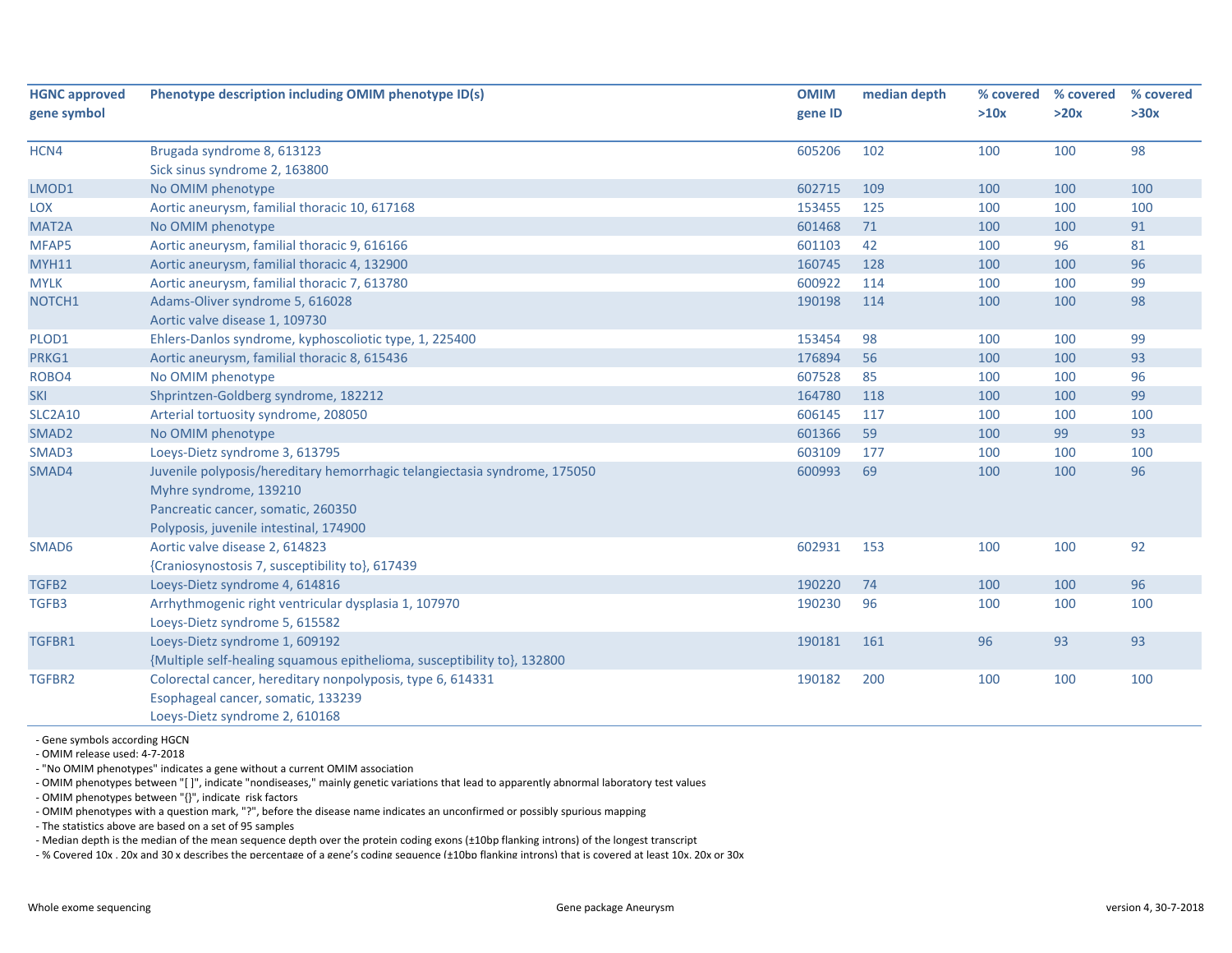| HGNC approved gene symbol | Phenotype description including OMIM phenotype ID(s) | OMIM gene ID | median depth | % covered >10x | % covered >20x | % covered >30x |
|---|---|---|---|---|---|---|
| HCN4 | Brugada syndrome 8, 613123<br>Sick sinus syndrome 2, 163800 | 605206 | 102 | 100 | 100 | 98 |
| LMOD1 | No OMIM phenotype | 602715 | 109 | 100 | 100 | 100 |
| LOX | Aortic aneurysm, familial thoracic 10, 617168 | 153455 | 125 | 100 | 100 | 100 |
| MAT2A | No OMIM phenotype | 601468 | 71 | 100 | 100 | 91 |
| MFAP5 | Aortic aneurysm, familial thoracic 9, 616166 | 601103 | 42 | 100 | 96 | 81 |
| MYH11 | Aortic aneurysm, familial thoracic 4, 132900 | 160745 | 128 | 100 | 100 | 96 |
| MYLK | Aortic aneurysm, familial thoracic 7, 613780 | 600922 | 114 | 100 | 100 | 99 |
| NOTCH1 | Adams-Oliver syndrome 5, 616028<br>Aortic valve disease 1, 109730 | 190198 | 114 | 100 | 100 | 98 |
| PLOD1 | Ehlers-Danlos syndrome, kyphoscoliotic type, 1, 225400 | 153454 | 98 | 100 | 100 | 99 |
| PRKG1 | Aortic aneurysm, familial thoracic 8, 615436 | 176894 | 56 | 100 | 100 | 93 |
| ROBO4 | No OMIM phenotype | 607528 | 85 | 100 | 100 | 96 |
| SKI | Shprintzen-Goldberg syndrome, 182212 | 164780 | 118 | 100 | 100 | 99 |
| SLC2A10 | Arterial tortuosity syndrome, 208050 | 606145 | 117 | 100 | 100 | 100 |
| SMAD2 | No OMIM phenotype | 601366 | 59 | 100 | 99 | 93 |
| SMAD3 | Loeys-Dietz syndrome 3, 613795 | 603109 | 177 | 100 | 100 | 100 |
| SMAD4 | Juvenile polyposis/hereditary hemorrhagic telangiectasia syndrome, 175050<br>Myhre syndrome, 139210<br>Pancreatic cancer, somatic, 260350<br>Polyposis, juvenile intestinal, 174900 | 600993 | 69 | 100 | 100 | 96 |
| SMAD6 | Aortic valve disease 2, 614823<br>{Craniosynostosis 7, susceptibility to}, 617439 | 602931 | 153 | 100 | 100 | 92 |
| TGFB2 | Loeys-Dietz syndrome 4, 614816 | 190220 | 74 | 100 | 100 | 96 |
| TGFB3 | Arrhythmogenic right ventricular dysplasia 1, 107970<br>Loeys-Dietz syndrome 5, 615582 | 190230 | 96 | 100 | 100 | 100 |
| TGFBR1 | Loeys-Dietz syndrome 1, 609192<br>{Multiple self-healing squamous epithelioma, susceptibility to}, 132800 | 190181 | 161 | 96 | 93 | 93 |
| TGFBR2 | Colorectal cancer, hereditary nonpolyposis, type 6, 614331<br>Esophageal cancer, somatic, 133239<br>Loeys-Dietz syndrome 2, 610168 | 190182 | 200 | 100 | 100 | 100 |

- Gene symbols according HGCN
- OMIM release used: 4-7-2018
- "No OMIM phenotypes" indicates a gene without a current OMIM association
- OMIM phenotypes between "[ ]", indicate "nondiseases," mainly genetic variations that lead to apparently abnormal laboratory test values
- OMIM phenotypes between "{}", indicate risk factors
- OMIM phenotypes with a question mark, "?", before the disease name indicates an unconfirmed or possibly spurious mapping
- The statistics above are based on a set of 95 samples
- Median depth is the median of the mean sequence depth over the protein coding exons (±10bp flanking introns) of the longest transcript
- % Covered 10x , 20x and 30 x describes the percentage of a gene's coding sequence (±10bp flanking introns) that is covered at least 10x, 20x or 30x